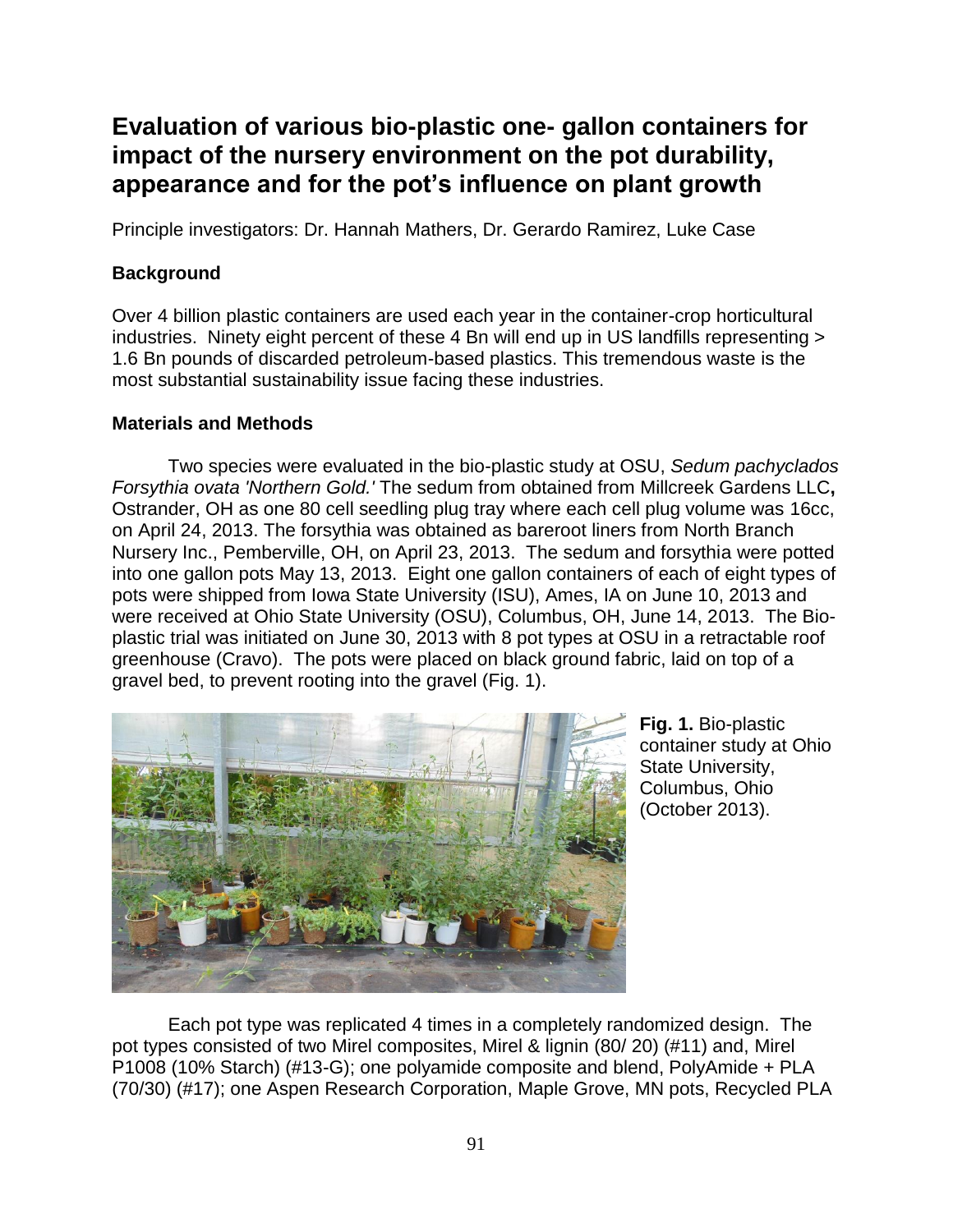# Evaluation of various bio-plastic one- gallon containers for impact of the nursery environment on the pot durability, appearance and for the pot's influence on plant growth

Principle investigators: Dr. Hannah Mathers, Dr. Gerardo Ramirez, Luke Case

## Background

Over 4 billion plastic containers are used each year in the container-crop horticultural industries. Ninety eight percent of these 4 Bn will end up in US landfills representing > 1.6 Bn pounds of discarded petroleum-based plastics. This tremendous waste is the most substantial sustainability issue facing these industries.

## Materials and Methods

Two species were evaluated in the bio-plastic study at OSU, *Sedum pachyclados Forsythia ovata 'Northern Gold.'* The sedum from obtained from Millcreek Gardens LLC**,** Ostrander, OH as one 80 cell seedling plug tray where each cell plug volume was 16cc, on April 24, 2013. The forsythia was obtained as bareroot liners from North Branch Nursery Inc., Pemberville, OH, on April 23, 2013. The sedum and forsythia were potted into one gallon pots May 13, 2013. Eight one gallon containers of each of eight types of pots were shipped from Iowa State University (ISU), Ames, IA on June 10, 2013 and were received at Ohio State University (OSU), Columbus, OH, June 14, 2013. The Bio-plastic trial was initiated on June 30, 2013 with 8 pot types at OSU in a retractable roof greenhouse (Cravo). The pots were placed on black ground fabric, laid on top of a gravel bed, to prevent rooting into the gravel (Fig. 1).

**Fig. 1.** Bio-plastic container study at Ohio State University, Columbus, Ohio (October 2013).

Each pot type was replicated 4 times in a completely randomized design. The pot types consisted of two Mirel composites, Mirel & lignin (80/ 20) (#11) and, Mirel P1008 (10% Starch) (#13-G); one polyamide composite and blend, PolyAmide + PLA (70/30) (#17); one Aspen Research Corporation, Maple Grove, MN pots, Recycled PLA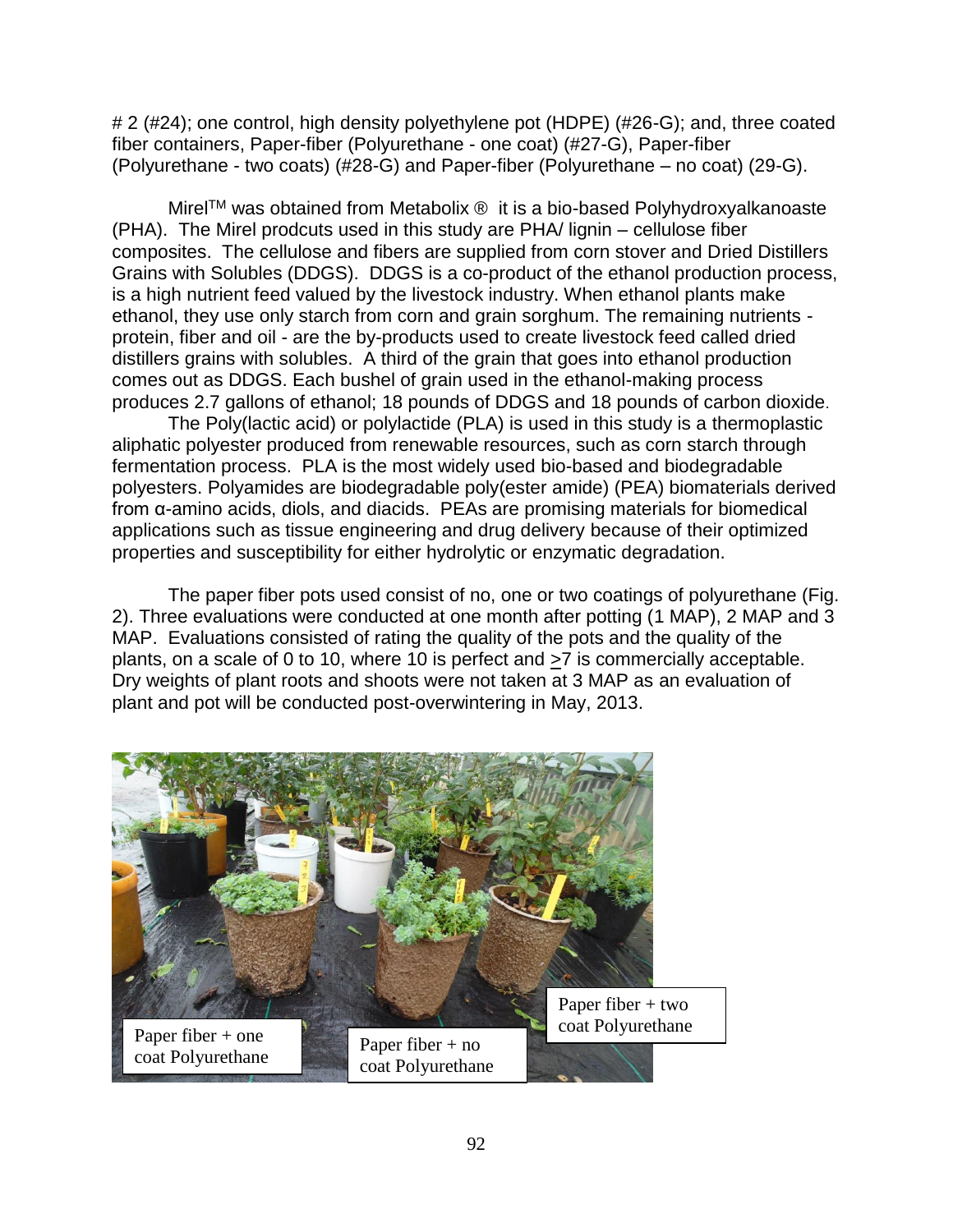# 2 (#24); one control, high density polyethylene pot (HDPE) (#26-G); and, three coated fiber containers, Paper-fiber (Polyurethane - one coat) (#27-G), Paper-fiber (Polyurethane - two coats) (#28-G) and Paper-fiber (Polyurethane – no coat) (29-G).

Mirel[TM] was obtained from Metabolix ® it is a bio-based Polyhydroxyalkanoaste (PHA). The Mirel prodcuts used in this study are PHA/ lignin – cellulose fiber composites. The cellulose and fibers are supplied from corn stover and Dried Distillers Grains with Solubles (DDGS). DDGS is a co-product of the ethanol production process, is a high nutrient feed valued by the livestock industry. When ethanol plants make ethanol, they use only starch from corn and grain sorghum. The remaining nutrients - protein, fiber and oil - are the by-products used to create livestock feed called dried distillers grains with solubles. A third of the grain that goes into ethanol production comes out as DDGS. Each bushel of grain used in the ethanol-making process produces 2.7 gallons of ethanol; 18 pounds of DDGS and 18 pounds of carbon dioxide.

The Poly(lactic acid) or polylactide (PLA) is used in this study is a thermoplastic aliphatic polyester produced from renewable resources, such as corn starch through fermentation process. PLA is the most widely used bio-based and biodegradable polyesters. Polyamides are biodegradable poly(ester amide) (PEA) biomaterials derived from α-amino acids, diols, and diacids. PEAs are promising materials for biomedical applications such as tissue engineering and drug delivery because of their optimized properties and susceptibility for either hydrolytic or enzymatic degradation.

The paper fiber pots used consist of no, one or two coatings of polyurethane (Fig. 2). Three evaluations were conducted at one month after potting (1 MAP), 2 MAP and 3 MAP. Evaluations consisted of rating the quality of the pots and the quality of the plants, on a scale of 0 to 10, where 10 is perfect and $\geq 7$ is commercially acceptable. Dry weights of plant roots and shoots were not taken at 3 MAP as an evaluation of plant and pot will be conducted post-overwintering in May, 2013.

Paper fiber + one coat Polyurethane

Paper fiber + no coat Polyurethane

Paper fiber + two coat Polyurethane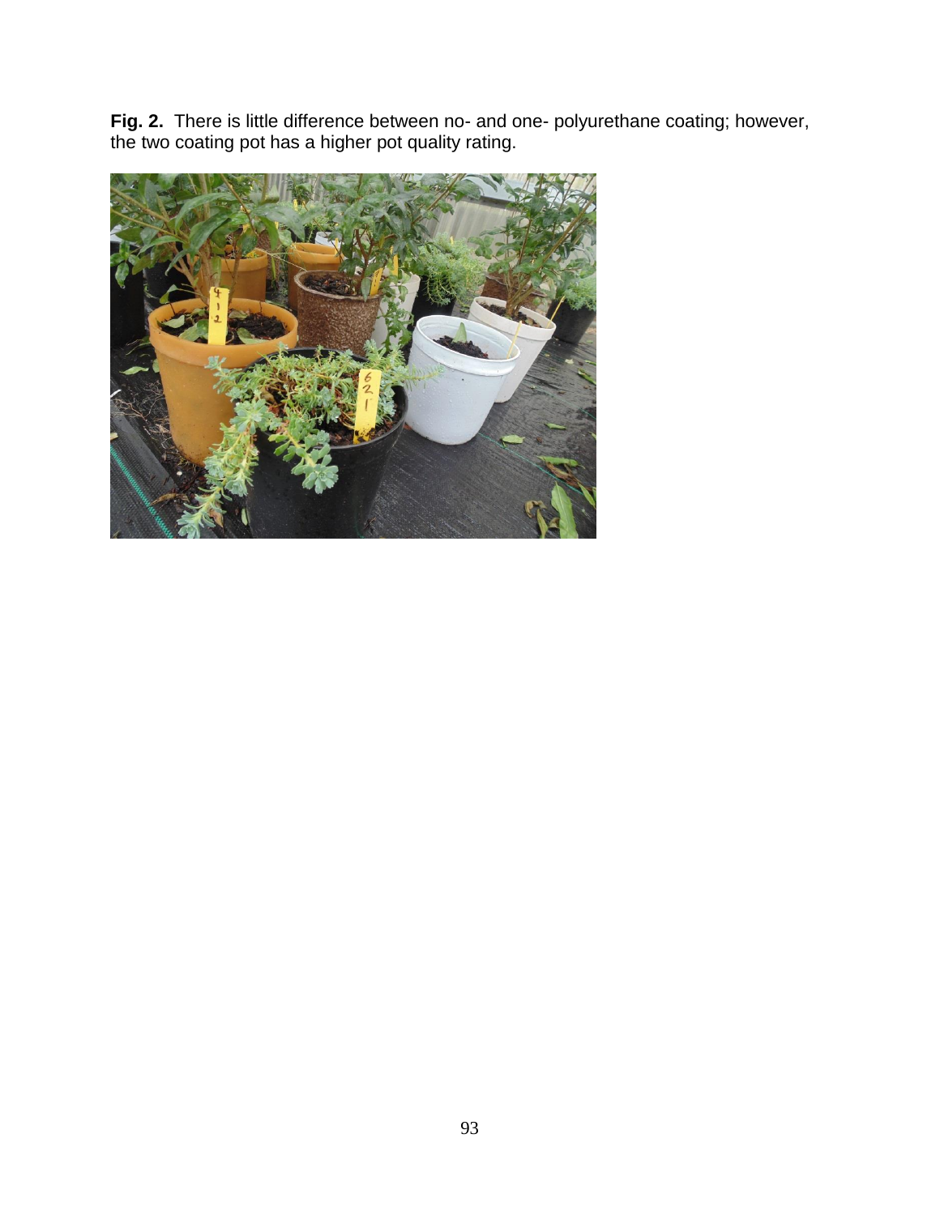**Fig. 2.** There is little difference between no- and one- polyurethane coating; however, the two coating pot has a higher pot quality rating.